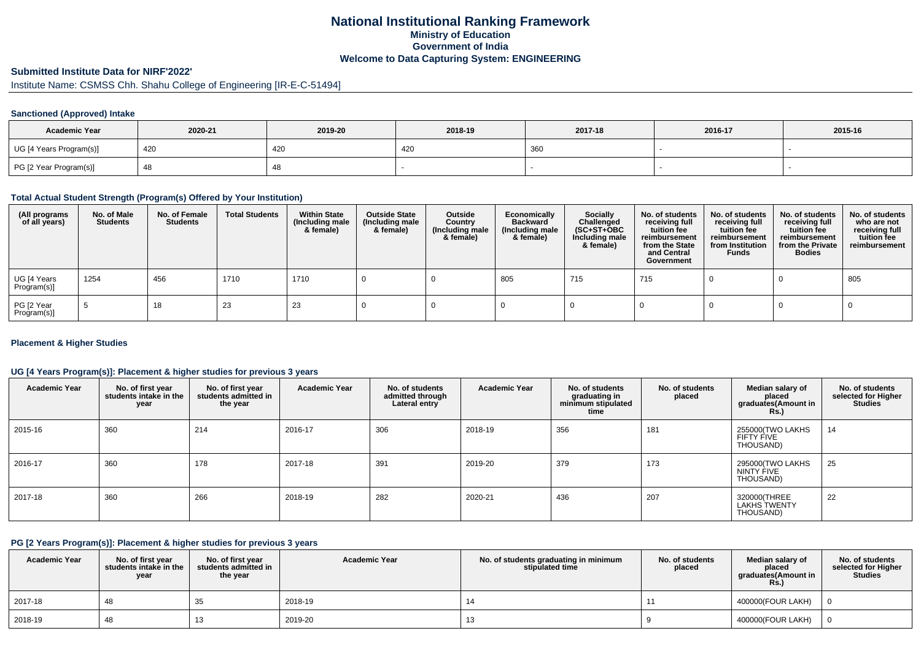# National Institutional Ranking Framework

## Ministry of Education

## Government of India

## Welcome to Data Capturing System: ENGINEERING

### Submitted Institute Data for NIRF'2022'

Institute Name: CSMSS Chh. Shahu College of Engineering [IR-E-C-51494]

#### Sanctioned (Approved) Intake

| Academic Year | 2020-21 | 2019-20 | 2018-19 | 2017-18 | 2016-17 | 2015-16 |
|---|---|---|---|---|---|---|
| UG [4 Years Program(s)] | 420 | 420 | 420 | 360 | - | - |
| PG [2 Year Program(s)] | 48 | 48 | - | - | - | - |

#### Total Actual Student Strength (Program(s) Offered by Your Institution)

| (All programs of all years) | No. of Male Students | No. of Female Students | Total Students | Within State (Including male & female) | Outside State (Including male & female) | Outside Country (Including male & female) | Economically Backward (Including male & female) | Socially Challenged (SC+ST+OBC Including male & female) | No. of students receiving full tuition fee reimbursement from the State and Central Government | No. of students receiving full tuition fee reimbursement from Institution Funds | No. of students receiving full tuition fee reimbursement from the Private Bodies | No. of students who are not receiving full tuition fee reimbursement |
|---|---|---|---|---|---|---|---|---|---|---|---|---|
| UG [4 Years Program(s)] | 1254 | 456 | 1710 | 1710 | 0 | 0 | 805 | 715 | 715 | 0 | 0 | 805 |
| PG [2 Year Program(s)] | 5 | 18 | 23 | 23 | 0 | 0 | 0 | 0 | 0 | 0 | 0 | 0 |

#### Placement & Higher Studies

#### UG [4 Years Program(s)]: Placement & higher studies for previous 3 years

| Academic Year | No. of first year students intake in the year | No. of first year students admitted in the year | Academic Year | No. of students admitted through Lateral entry | Academic Year | No. of students graduating in minimum stipulated time | No. of students placed | Median salary of placed graduates(Amount in Rs.) | No. of students selected for Higher Studies |
|---|---|---|---|---|---|---|---|---|---|
| 2015-16 | 360 | 214 | 2016-17 | 306 | 2018-19 | 356 | 181 | 255000(TWO LAKHS FIFTY FIVE THOUSAND) | 14 |
| 2016-17 | 360 | 178 | 2017-18 | 391 | 2019-20 | 379 | 173 | 295000(TWO LAKHS NINTY FIVE THOUSAND) | 25 |
| 2017-18 | 360 | 266 | 2018-19 | 282 | 2020-21 | 436 | 207 | 320000(THREE LAKHS TWENTY THOUSAND) | 22 |

#### PG [2 Years Program(s)]: Placement & higher studies for previous 3 years

| Academic Year | No. of first year students intake in the year | No. of first year students admitted in the year | Academic Year | No. of students graduating in minimum stipulated time | No. of students placed | Median salary of placed graduates(Amount in Rs.) | No. of students selected for Higher Studies |
|---|---|---|---|---|---|---|---|
| 2017-18 | 48 | 35 | 2018-19 | 14 | 11 | 400000(FOUR LAKH) | 0 |
| 2018-19 | 48 | 13 | 2019-20 | 13 | 9 | 400000(FOUR LAKH) | 0 |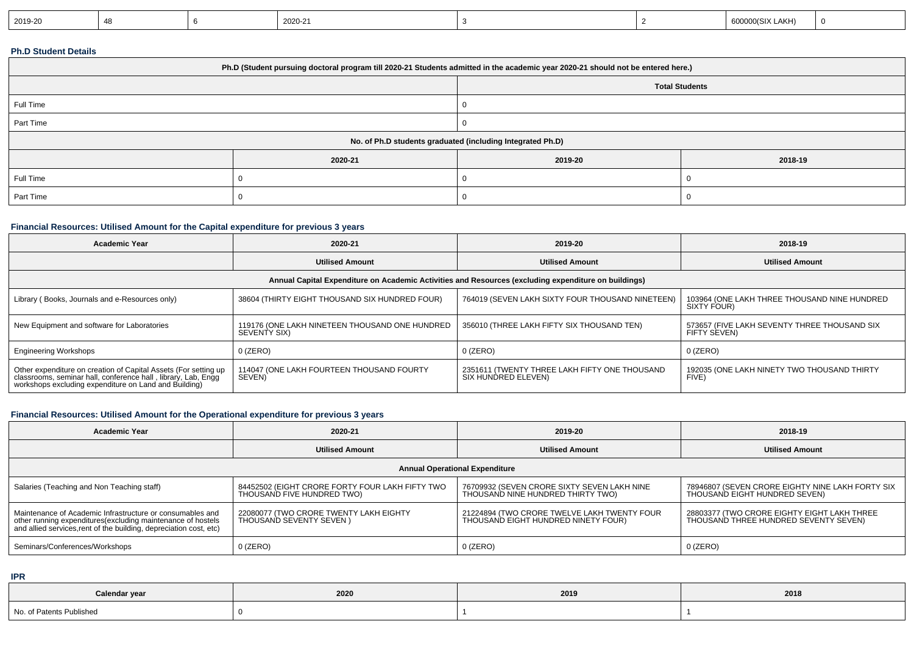| 2019-20 | 48 | 6 | 2020-21 | 3 | 2 | 600000(SIX LAKH) | 0 |
|---|---|---|---|---|---|---|---|

**Ph.D Student Details**

| Ph.D (Student pursuing doctoral program till 2020-21 Students admitted in the academic year 2020-21 should not be entered here.) | | | |
|---|---|---|---|
| | Total Students | | |
| Full Time | 0 | | |
| Part Time | 0 | | |
| No. of Ph.D students graduated (including Integrated Ph.D) | | | |
| | 2020-21 | 2019-20 | 2018-19 |
| Full Time | 0 | 0 | 0 |
| Part Time | 0 | 0 | 0 |

**Financial Resources: Utilised Amount for the Capital expenditure for previous 3 years**

| Academic Year | 2020-21 | 2019-20 | 2018-19 |
|---|---|---|---|
| | Utilised Amount | Utilised Amount | Utilised Amount |
| Annual Capital Expenditure on Academic Activities and Resources (excluding expenditure on buildings) | | | |
| Library ( Books, Journals and e-Resources only) | 38604 (THIRTY EIGHT THOUSAND SIX HUNDRED FOUR) | 764019 (SEVEN LAKH SIXTY FOUR THOUSAND NINETEEN) | 103964 (ONE LAKH THREE THOUSAND NINE HUNDRED SIXTY FOUR) |
| New Equipment and software for Laboratories | 119176 (ONE LAKH NINETEEN THOUSAND ONE HUNDRED SEVENTY SIX) | 356010 (THREE LAKH FIFTY SIX THOUSAND TEN) | 573657 (FIVE LAKH SEVENTY THREE THOUSAND SIX FIFTY SEVEN) |
| Engineering Workshops | 0 (ZERO) | 0 (ZERO) | 0 (ZERO) |
| Other expenditure on creation of Capital Assets (For setting up classrooms, seminar hall, conference hall , library, Lab, Engg workshops excluding expenditure on Land and Building) | 114047 (ONE LAKH FOURTEEN THOUSAND FOURTY SEVEN) | 2351611 (TWENTY THREE LAKH FIFTY ONE THOUSAND SIX HUNDRED ELEVEN) | 192035 (ONE LAKH NINETY TWO THOUSAND THIRTY FIVE) |

**Financial Resources: Utilised Amount for the Operational expenditure for previous 3 years**

| Academic Year | 2020-21 | 2019-20 | 2018-19 |
|---|---|---|---|
| | Utilised Amount | Utilised Amount | Utilised Amount |
| Annual Operational Expenditure | | | |
| Salaries (Teaching and Non Teaching staff) | 84452502 (EIGHT CRORE FORTY FOUR LAKH FIFTY TWO THOUSAND FIVE HUNDRED TWO) | 76709932 (SEVEN CRORE SIXTY SEVEN LAKH NINE THOUSAND NINE HUNDRED THIRTY TWO) | 78946807 (SEVEN CRORE EIGHTY NINE LAKH FORTY SIX THOUSAND EIGHT HUNDRED SEVEN) |
| Maintenance of Academic Infrastructure or consumables and other running expenditures(excluding maintenance of hostels and allied services,rent of the building, depreciation cost, etc) | 22080077 (TWO CRORE TWENTY LAKH EIGHTY THOUSAND SEVENTY SEVEN ) | 21224894 (TWO CRORE TWELVE LAKH TWENTY FOUR THOUSAND EIGHT HUNDRED NINETY FOUR) | 28803377 (TWO CRORE EIGHTY EIGHT LAKH THREE THOUSAND THREE HUNDRED SEVENTY SEVEN) |
| Seminars/Conferences/Workshops | 0 (ZERO) | 0 (ZERO) | 0 (ZERO) |

**IPR**

| Calendar year | 2020 | 2019 | 2018 |
|---|---|---|---|
| No. of Patents Published | 0 | 1 | 1 |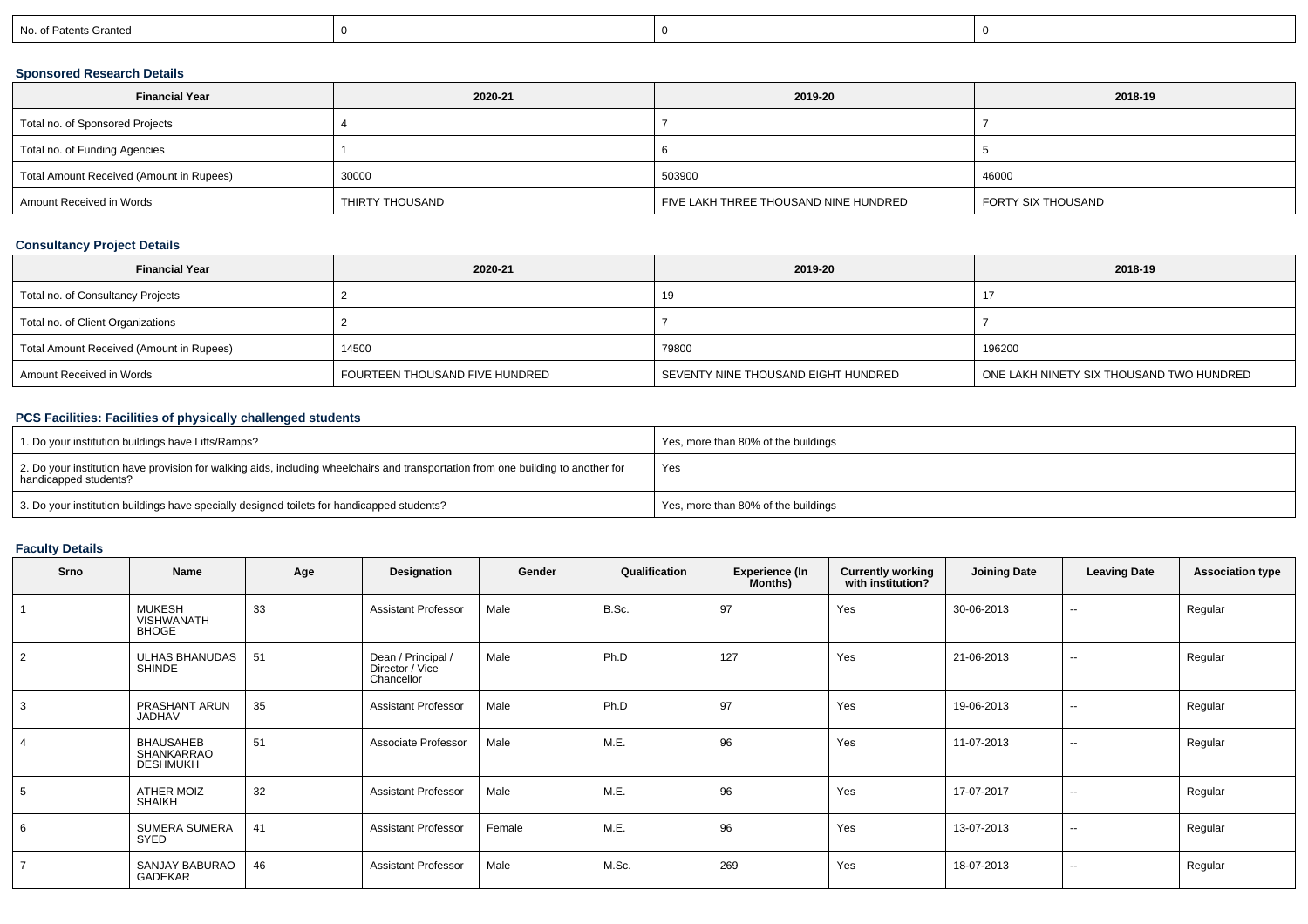| No. of Patents Granted | 0 | 0 | 0 |
|---|---|---|---|

### Sponsored Research Details

| Financial Year | 2020-21 | 2019-20 | 2018-19 |
|---|---|---|---|
| Total no. of Sponsored Projects | 4 | 7 | 7 |
| Total no. of Funding Agencies | 1 | 6 | 5 |
| Total Amount Received (Amount in Rupees) | 30000 | 503900 | 46000 |
| Amount Received in Words | THIRTY THOUSAND | FIVE LAKH THREE THOUSAND NINE HUNDRED | FORTY SIX THOUSAND |

### Consultancy Project Details

| Financial Year | 2020-21 | 2019-20 | 2018-19 |
|---|---|---|---|
| Total no. of Consultancy Projects | 2 | 19 | 17 |
| Total no. of Client Organizations | 2 | 7 | 7 |
| Total Amount Received (Amount in Rupees) | 14500 | 79800 | 196200 |
| Amount Received in Words | FOURTEEN THOUSAND FIVE HUNDRED | SEVENTY NINE THOUSAND EIGHT HUNDRED | ONE LAKH NINETY SIX THOUSAND TWO HUNDRED |

### PCS Facilities: Facilities of physically challenged students

| | |
|---|---|
| 1. Do your institution buildings have Lifts/Ramps? | Yes, more than 80% of the buildings |
| 2. Do your institution have provision for walking aids, including wheelchairs and transportation from one building to another for handicapped students? | Yes |
| 3. Do your institution buildings have specially designed toilets for handicapped students? | Yes, more than 80% of the buildings |

### Faculty Details

| Srno | Name | Age | Designation | Gender | Qualification | Experience (In Months) | Currently working with institution? | Joining Date | Leaving Date | Association type |
|---|---|---|---|---|---|---|---|---|---|---|
| 1 | MUKESH VISHWANATH BHOGE | 33 | Assistant Professor | Male | B.Sc. | 97 | Yes | 30-06-2013 | -- | Regular |
| 2 | ULHAS BHANUDAS SHINDE | 51 | Dean / Principal / Director / Vice Chancellor | Male | Ph.D | 127 | Yes | 21-06-2013 | -- | Regular |
| 3 | PRASHANT ARUN JADHAV | 35 | Assistant Professor | Male | Ph.D | 97 | Yes | 19-06-2013 | -- | Regular |
| 4 | BHAUSAHEB SHANKARRAO DESHMUKH | 51 | Associate Professor | Male | M.E. | 96 | Yes | 11-07-2013 | -- | Regular |
| 5 | ATHER MOIZ SHAIKH | 32 | Assistant Professor | Male | M.E. | 96 | Yes | 17-07-2017 | -- | Regular |
| 6 | SUMERA SUMERA SYED | 41 | Assistant Professor | Female | M.E. | 96 | Yes | 13-07-2013 | -- | Regular |
| 7 | SANJAY BABURAO GADEKAR | 46 | Assistant Professor | Male | M.Sc. | 269 | Yes | 18-07-2013 | -- | Regular |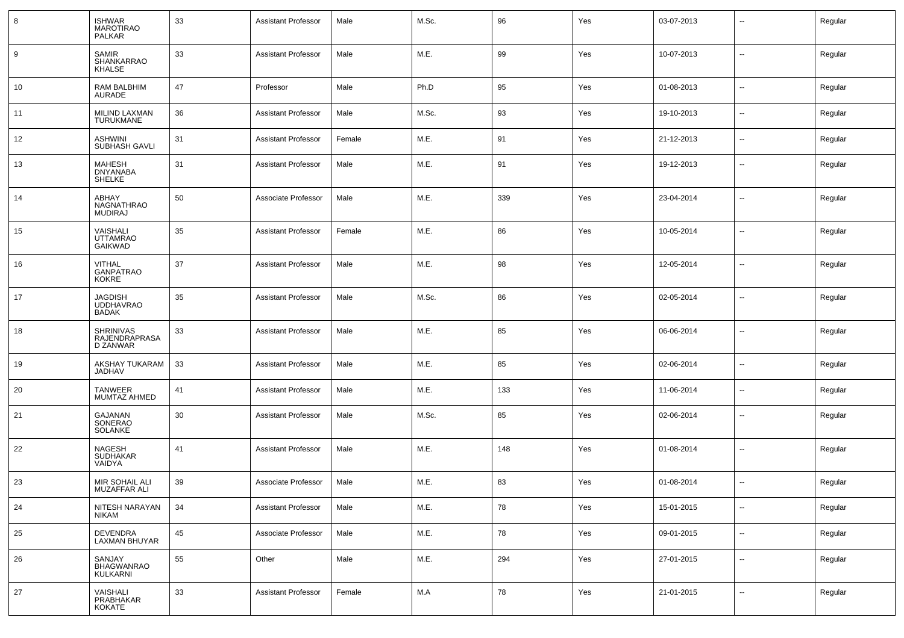| 8 | ISHWAR MAROTIRAO PALKAR | 33 | Assistant Professor | Male | M.Sc. | 96 | Yes | 03-07-2013 | -- | Regular |
|---|---|---|---|---|---|---|---|---|---|---|
| 9 | SAMIR SHANKARRAO KHALSE | 33 | Assistant Professor | Male | M.E. | 99 | Yes | 10-07-2013 | -- | Regular |
| 10 | RAM BALBHIM AURADE | 47 | Professor | Male | Ph.D | 95 | Yes | 01-08-2013 | -- | Regular |
| 11 | MILIND LAXMAN TURUKMANE | 36 | Assistant Professor | Male | M.Sc. | 93 | Yes | 19-10-2013 | -- | Regular |
| 12 | ASHWINI SUBHASH GAVLI | 31 | Assistant Professor | Female | M.E. | 91 | Yes | 21-12-2013 | -- | Regular |
| 13 | MAHESH DNYANABA SHELKE | 31 | Assistant Professor | Male | M.E. | 91 | Yes | 19-12-2013 | -- | Regular |
| 14 | ABHAY NAGNATHRAO MUDIRAJ | 50 | Associate Professor | Male | M.E. | 339 | Yes | 23-04-2014 | -- | Regular |
| 15 | VAISHALI UTTAMRAO GAIKWAD | 35 | Assistant Professor | Female | M.E. | 86 | Yes | 10-05-2014 | -- | Regular |
| 16 | VITHAL GANPATRAO KOKRE | 37 | Assistant Professor | Male | M.E. | 98 | Yes | 12-05-2014 | -- | Regular |
| 17 | JAGDISH UDDHAVRAO BADAK | 35 | Assistant Professor | Male | M.Sc. | 86 | Yes | 02-05-2014 | -- | Regular |
| 18 | SHRINIVAS RAJENDRAPRASAD ZANWAR | 33 | Assistant Professor | Male | M.E. | 85 | Yes | 06-06-2014 | -- | Regular |
| 19 | AKSHAY TUKARAM JADHAV | 33 | Assistant Professor | Male | M.E. | 85 | Yes | 02-06-2014 | -- | Regular |
| 20 | TANWEER MUMTAZ AHMED | 41 | Assistant Professor | Male | M.E. | 133 | Yes | 11-06-2014 | -- | Regular |
| 21 | GAJANAN SONERAO SOLANKE | 30 | Assistant Professor | Male | M.Sc. | 85 | Yes | 02-06-2014 | -- | Regular |
| 22 | NAGESH SUDHAKAR VAIDYA | 41 | Assistant Professor | Male | M.E. | 148 | Yes | 01-08-2014 | -- | Regular |
| 23 | MIR SOHAIL ALI MUZAFFAR ALI | 39 | Associate Professor | Male | M.E. | 83 | Yes | 01-08-2014 | -- | Regular |
| 24 | NITESH NARAYAN NIKAM | 34 | Assistant Professor | Male | M.E. | 78 | Yes | 15-01-2015 | -- | Regular |
| 25 | DEVENDRA LAXMAN BHUYAR | 45 | Associate Professor | Male | M.E. | 78 | Yes | 09-01-2015 | -- | Regular |
| 26 | SANJAY BHAGWANRAO KULKARNI | 55 | Other | Male | M.E. | 294 | Yes | 27-01-2015 | -- | Regular |
| 27 | VAISHALI PRABHAKAR KOKATE | 33 | Assistant Professor | Female | M.A | 78 | Yes | 21-01-2015 | -- | Regular |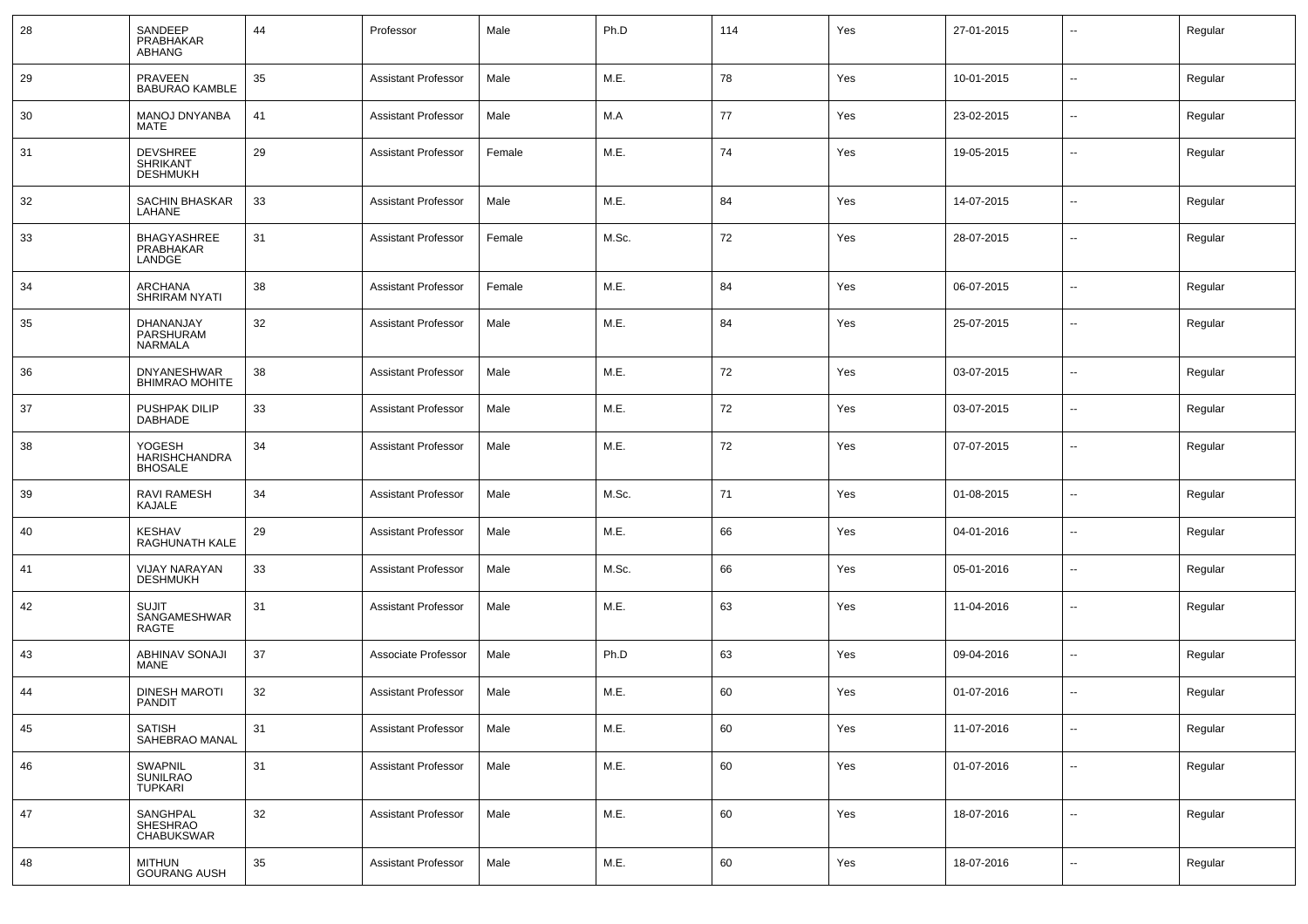| 28 | SANDEEP PRABHAKAR ABHANG | 44 | Professor | Male | Ph.D | 114 | Yes | 27-01-2015 | -- | Regular |
|---|---|---|---|---|---|---|---|---|---|---|
| 29 | PRAVEEN BABURAO KAMBLE | 35 | Assistant Professor | Male | M.E. | 78 | Yes | 10-01-2015 | -- | Regular |
| 30 | MANOJ DNYANBA MATE | 41 | Assistant Professor | Male | M.A | 77 | Yes | 23-02-2015 | -- | Regular |
| 31 | DEVSHREE SHRIKANT DESHMUKH | 29 | Assistant Professor | Female | M.E. | 74 | Yes | 19-05-2015 | -- | Regular |
| 32 | SACHIN BHASKAR LAHANE | 33 | Assistant Professor | Male | M.E. | 84 | Yes | 14-07-2015 | -- | Regular |
| 33 | BHAGYASHREE PRABHAKAR LANDGE | 31 | Assistant Professor | Female | M.Sc. | 72 | Yes | 28-07-2015 | -- | Regular |
| 34 | ARCHANA SHRIRAM NYATI | 38 | Assistant Professor | Female | M.E. | 84 | Yes | 06-07-2015 | -- | Regular |
| 35 | DHANANJAY PARSHURAM NARMALA | 32 | Assistant Professor | Male | M.E. | 84 | Yes | 25-07-2015 | -- | Regular |
| 36 | DNYANESHWAR BHIMRAO MOHITE | 38 | Assistant Professor | Male | M.E. | 72 | Yes | 03-07-2015 | -- | Regular |
| 37 | PUSHPAK DILIP DABHADE | 33 | Assistant Professor | Male | M.E. | 72 | Yes | 03-07-2015 | -- | Regular |
| 38 | YOGESH HARISHCHANDRA BHOSALE | 34 | Assistant Professor | Male | M.E. | 72 | Yes | 07-07-2015 | -- | Regular |
| 39 | RAVI RAMESH KAJALE | 34 | Assistant Professor | Male | M.Sc. | 71 | Yes | 01-08-2015 | -- | Regular |
| 40 | KESHAV RAGHUNATH KALE | 29 | Assistant Professor | Male | M.E. | 66 | Yes | 04-01-2016 | -- | Regular |
| 41 | VIJAY NARAYAN DESHMUKH | 33 | Assistant Professor | Male | M.Sc. | 66 | Yes | 05-01-2016 | -- | Regular |
| 42 | SUJIT SANGAMESHWAR RAGTE | 31 | Assistant Professor | Male | M.E. | 63 | Yes | 11-04-2016 | -- | Regular |
| 43 | ABHINAV SONAJI MANE | 37 | Associate Professor | Male | Ph.D | 63 | Yes | 09-04-2016 | -- | Regular |
| 44 | DINESH MAROTI PANDIT | 32 | Assistant Professor | Male | M.E. | 60 | Yes | 01-07-2016 | -- | Regular |
| 45 | SATISH SAHEBRAO MANAL | 31 | Assistant Professor | Male | M.E. | 60 | Yes | 11-07-2016 | -- | Regular |
| 46 | SWAPNIL SUNILRAO TUPKARI | 31 | Assistant Professor | Male | M.E. | 60 | Yes | 01-07-2016 | -- | Regular |
| 47 | SANGHPAL SHESHRAO CHABUKSWAR | 32 | Assistant Professor | Male | M.E. | 60 | Yes | 18-07-2016 | -- | Regular |
| 48 | MITHUN GOURANG AUSH | 35 | Assistant Professor | Male | M.E. | 60 | Yes | 18-07-2016 | -- | Regular |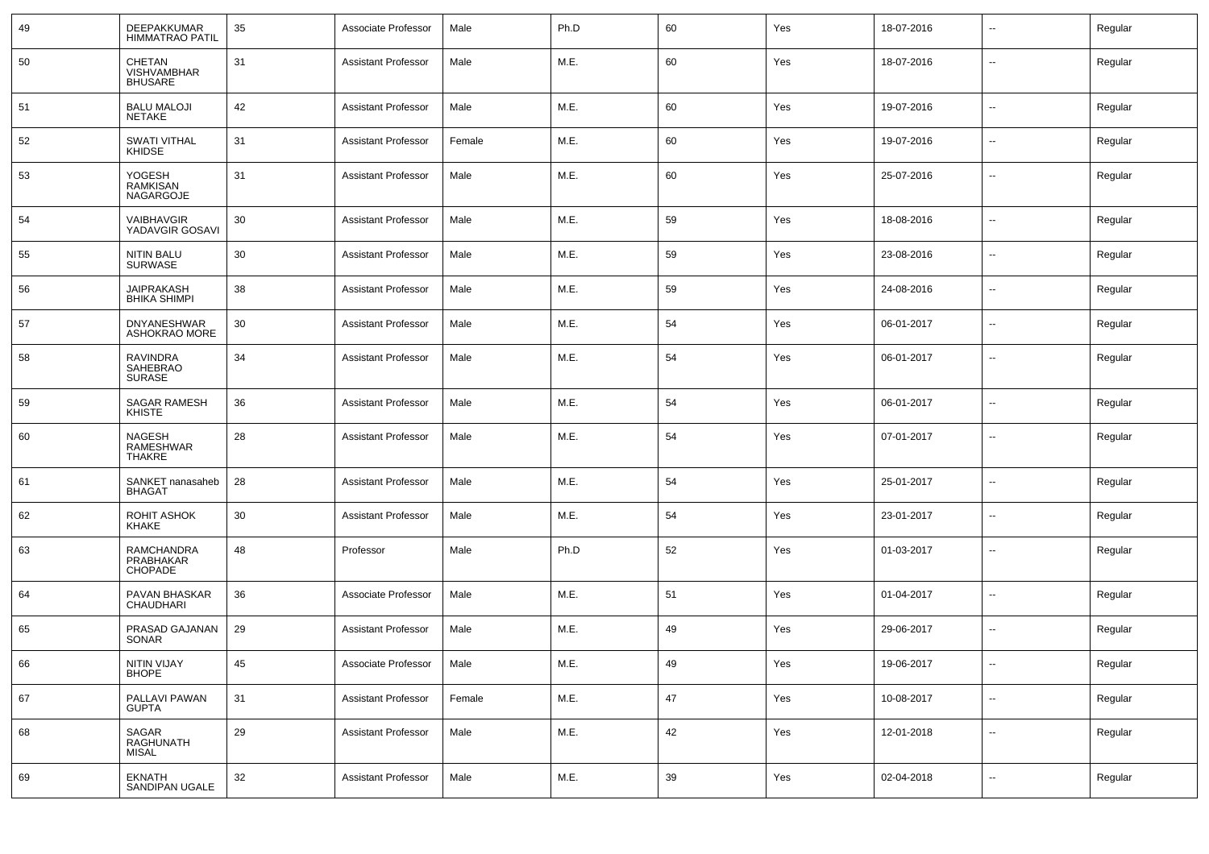| 49 | DEEPAKKUMAR HIMMATRAO PATIL | 35 | Associate Professor | Male | Ph.D | 60 | Yes | 18-07-2016 | -- | Regular |
|---|---|---|---|---|---|---|---|---|---|---|
| 50 | CHETAN VISHVAMBHAR BHUSARE | 31 | Assistant Professor | Male | M.E. | 60 | Yes | 18-07-2016 | -- | Regular |
| 51 | BALU MALOJI NETAKE | 42 | Assistant Professor | Male | M.E. | 60 | Yes | 19-07-2016 | -- | Regular |
| 52 | SWATI VITHAL KHIDSE | 31 | Assistant Professor | Female | M.E. | 60 | Yes | 19-07-2016 | -- | Regular |
| 53 | YOGESH RAMKISAN NAGARGOJE | 31 | Assistant Professor | Male | M.E. | 60 | Yes | 25-07-2016 | -- | Regular |
| 54 | VAIBHAVGIR YADAVGIR GOSAVI | 30 | Assistant Professor | Male | M.E. | 59 | Yes | 18-08-2016 | -- | Regular |
| 55 | NITIN BALU SURWASE | 30 | Assistant Professor | Male | M.E. | 59 | Yes | 23-08-2016 | -- | Regular |
| 56 | JAIPRAKASH BHIKA SHIMPI | 38 | Assistant Professor | Male | M.E. | 59 | Yes | 24-08-2016 | -- | Regular |
| 57 | DNYANESHWAR ASHOKRAO MORE | 30 | Assistant Professor | Male | M.E. | 54 | Yes | 06-01-2017 | -- | Regular |
| 58 | RAVINDRA SAHEBRAO SURASE | 34 | Assistant Professor | Male | M.E. | 54 | Yes | 06-01-2017 | -- | Regular |
| 59 | SAGAR RAMESH KHISTE | 36 | Assistant Professor | Male | M.E. | 54 | Yes | 06-01-2017 | -- | Regular |
| 60 | NAGESH RAMESHWAR THAKRE | 28 | Assistant Professor | Male | M.E. | 54 | Yes | 07-01-2017 | -- | Regular |
| 61 | SANKET nanasaheb BHAGAT | 28 | Assistant Professor | Male | M.E. | 54 | Yes | 25-01-2017 | -- | Regular |
| 62 | ROHIT ASHOK KHAKE | 30 | Assistant Professor | Male | M.E. | 54 | Yes | 23-01-2017 | -- | Regular |
| 63 | RAMCHANDRA PRABHAKAR CHOPADE | 48 | Professor | Male | Ph.D | 52 | Yes | 01-03-2017 | -- | Regular |
| 64 | PAVAN BHASKAR CHAUDHARI | 36 | Associate Professor | Male | M.E. | 51 | Yes | 01-04-2017 | -- | Regular |
| 65 | PRASAD GAJANAN SONAR | 29 | Assistant Professor | Male | M.E. | 49 | Yes | 29-06-2017 | -- | Regular |
| 66 | NITIN VIJAY BHOPE | 45 | Associate Professor | Male | M.E. | 49 | Yes | 19-06-2017 | -- | Regular |
| 67 | PALLAVI PAWAN GUPTA | 31 | Assistant Professor | Female | M.E. | 47 | Yes | 10-08-2017 | -- | Regular |
| 68 | SAGAR RAGHUNATH MISAL | 29 | Assistant Professor | Male | M.E. | 42 | Yes | 12-01-2018 | -- | Regular |
| 69 | EKNATH SANDIPAN UGALE | 32 | Assistant Professor | Male | M.E. | 39 | Yes | 02-04-2018 | -- | Regular |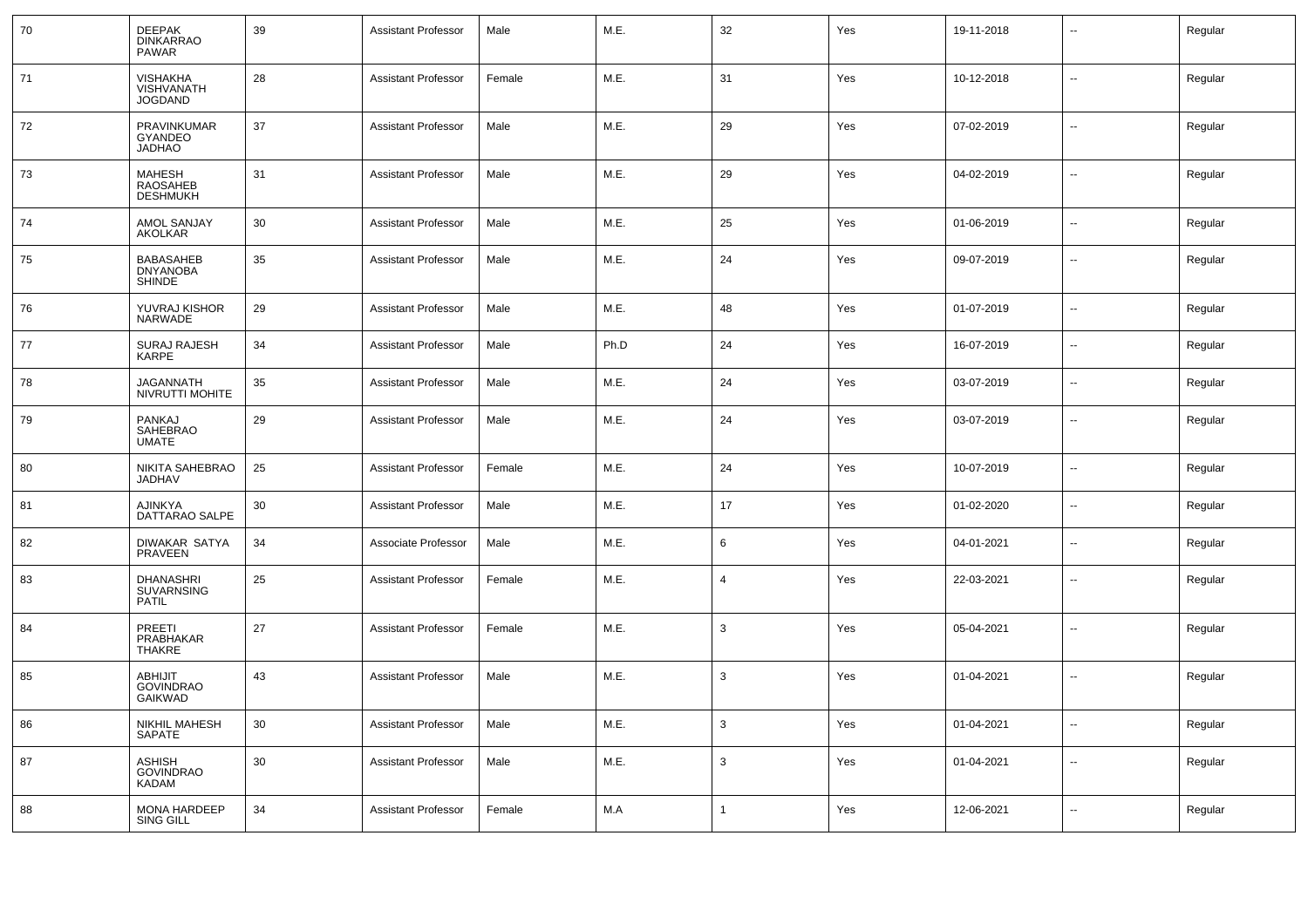| | | | | | | | | | | |
|---|---|---|---|---|---|---|---|---|---|---|
| 70 | DEEPAK DINKARRAO PAWAR | 39 | Assistant Professor | Male | M.E. | 32 | Yes | 19-11-2018 | -- | Regular |
| 71 | VISHAKHA VISHVANATH JOGDAND | 28 | Assistant Professor | Female | M.E. | 31 | Yes | 10-12-2018 | -- | Regular |
| 72 | PRAVINKUMAR GYANDEO JADHAO | 37 | Assistant Professor | Male | M.E. | 29 | Yes | 07-02-2019 | -- | Regular |
| 73 | MAHESH RAOSAHEB DESHMUKH | 31 | Assistant Professor | Male | M.E. | 29 | Yes | 04-02-2019 | -- | Regular |
| 74 | AMOL SANJAY AKOLKAR | 30 | Assistant Professor | Male | M.E. | 25 | Yes | 01-06-2019 | -- | Regular |
| 75 | BABASAHEB DNYANOBA SHINDE | 35 | Assistant Professor | Male | M.E. | 24 | Yes | 09-07-2019 | -- | Regular |
| 76 | YUVRAJ KISHOR NARWADE | 29 | Assistant Professor | Male | M.E. | 48 | Yes | 01-07-2019 | -- | Regular |
| 77 | SURAJ RAJESH KARPE | 34 | Assistant Professor | Male | Ph.D | 24 | Yes | 16-07-2019 | -- | Regular |
| 78 | JAGANNATH NIVRUTTI MOHITE | 35 | Assistant Professor | Male | M.E. | 24 | Yes | 03-07-2019 | -- | Regular |
| 79 | PANKAJ SAHEBRAO UMATE | 29 | Assistant Professor | Male | M.E. | 24 | Yes | 03-07-2019 | -- | Regular |
| 80 | NIKITA SAHEBRAO JADHAV | 25 | Assistant Professor | Female | M.E. | 24 | Yes | 10-07-2019 | -- | Regular |
| 81 | AJINKYA DATTARAO SALPE | 30 | Assistant Professor | Male | M.E. | 17 | Yes | 01-02-2020 | -- | Regular |
| 82 | DIWAKAR SATYA PRAVEEN | 34 | Associate Professor | Male | M.E. | 6 | Yes | 04-01-2021 | -- | Regular |
| 83 | DHANASHRI SUVARNSING PATIL | 25 | Assistant Professor | Female | M.E. | 4 | Yes | 22-03-2021 | -- | Regular |
| 84 | PREETI PRABHAKAR THAKRE | 27 | Assistant Professor | Female | M.E. | 3 | Yes | 05-04-2021 | -- | Regular |
| 85 | ABHIJIT GOVINDRAO GAIKWAD | 43 | Assistant Professor | Male | M.E. | 3 | Yes | 01-04-2021 | -- | Regular |
| 86 | NIKHIL MAHESH SAPATE | 30 | Assistant Professor | Male | M.E. | 3 | Yes | 01-04-2021 | -- | Regular |
| 87 | ASHISH GOVINDRAO KADAM | 30 | Assistant Professor | Male | M.E. | 3 | Yes | 01-04-2021 | -- | Regular |
| 88 | MONA HARDEEP SING GILL | 34 | Assistant Professor | Female | M.A | 1 | Yes | 12-06-2021 | -- | Regular |